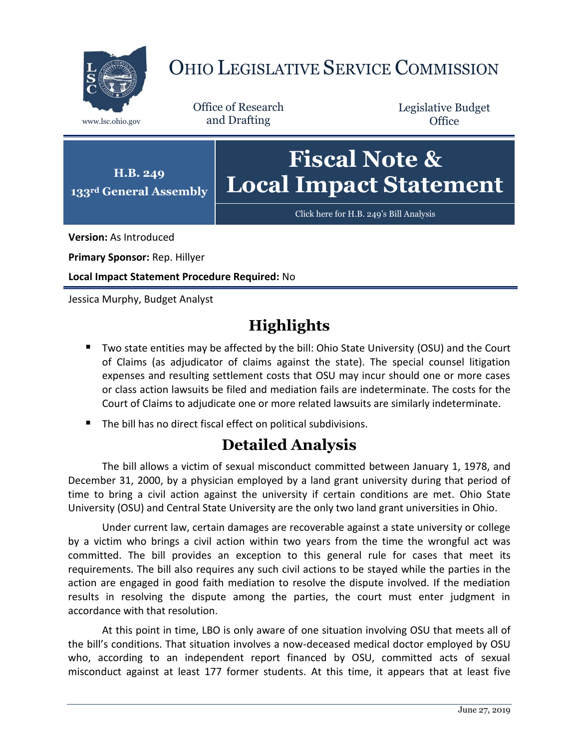# OHIO LEGISLATIVE SERVICE COMMISSION

www.lsc.ohio.gov

Office of Research and Drafting

Legislative Budget Office

**H.B. 249**
**133rd General Assembly**

# Fiscal Note & Local Impact Statement

Click here for H.B. 249's Bill Analysis

**Version:** As Introduced

**Primary Sponsor:** Rep. Hillyer

**Local Impact Statement Procedure Required:** No

Jessica Murphy, Budget Analyst

## Highlights

- Two state entities may be affected by the bill: Ohio State University (OSU) and the Court of Claims (as adjudicator of claims against the state). The special counsel litigation expenses and resulting settlement costs that OSU may incur should one or more cases or class action lawsuits be filed and mediation fails are indeterminate. The costs for the Court of Claims to adjudicate one or more related lawsuits are similarly indeterminate.
- The bill has no direct fiscal effect on political subdivisions.

## Detailed Analysis

The bill allows a victim of sexual misconduct committed between January 1, 1978, and December 31, 2000, by a physician employed by a land grant university during that period of time to bring a civil action against the university if certain conditions are met. Ohio State University (OSU) and Central State University are the only two land grant universities in Ohio.

Under current law, certain damages are recoverable against a state university or college by a victim who brings a civil action within two years from the time the wrongful act was committed. The bill provides an exception to this general rule for cases that meet its requirements. The bill also requires any such civil actions to be stayed while the parties in the action are engaged in good faith mediation to resolve the dispute involved. If the mediation results in resolving the dispute among the parties, the court must enter judgment in accordance with that resolution.

At this point in time, LBO is only aware of one situation involving OSU that meets all of the bill's conditions. That situation involves a now-deceased medical doctor employed by OSU who, according to an independent report financed by OSU, committed acts of sexual misconduct against at least 177 former students. At this time, it appears that at least five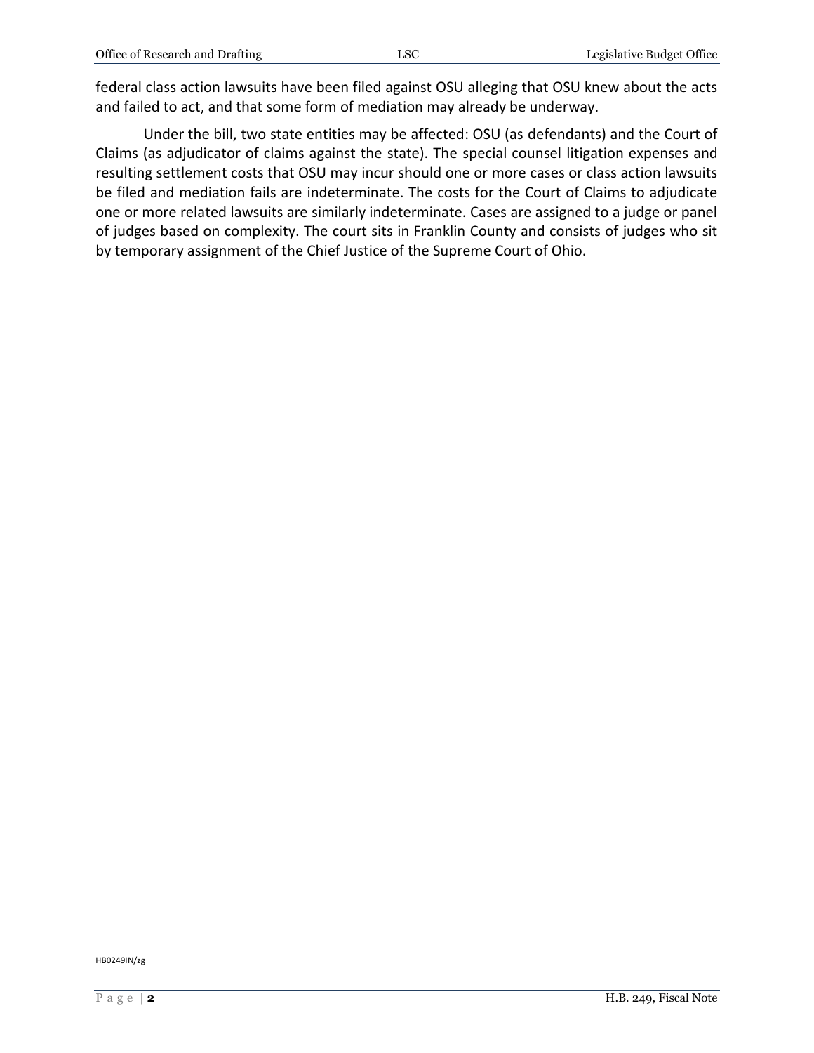federal class action lawsuits have been filed against OSU alleging that OSU knew about the acts and failed to act, and that some form of mediation may already be underway.

Under the bill, two state entities may be affected: OSU (as defendants) and the Court of Claims (as adjudicator of claims against the state). The special counsel litigation expenses and resulting settlement costs that OSU may incur should one or more cases or class action lawsuits be filed and mediation fails are indeterminate. The costs for the Court of Claims to adjudicate one or more related lawsuits are similarly indeterminate. Cases are assigned to a judge or panel of judges based on complexity. The court sits in Franklin County and consists of judges who sit by temporary assignment of the Chief Justice of the Supreme Court of Ohio.

HB0249IN/zg